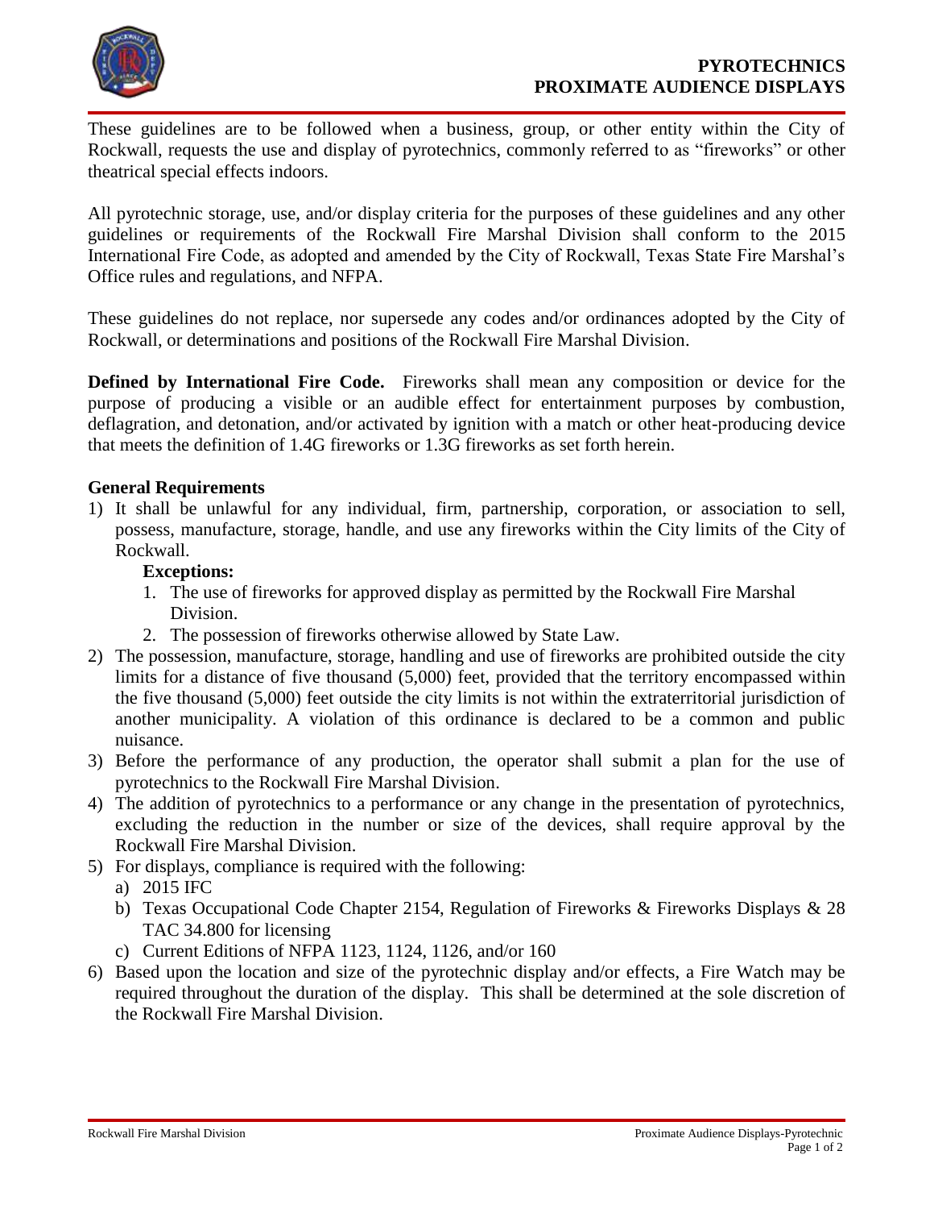# PYROTECHNICS
# PROXIMATE AUDIENCE DISPLAYS

These guidelines are to be followed when a business, group, or other entity within the City of Rockwall, requests the use and display of pyrotechnics, commonly referred to as "fireworks" or other theatrical special effects indoors.

All pyrotechnic storage, use, and/or display criteria for the purposes of these guidelines and any other guidelines or requirements of the Rockwall Fire Marshal Division shall conform to the 2015 International Fire Code, as adopted and amended by the City of Rockwall, Texas State Fire Marshal's Office rules and regulations, and NFPA.

These guidelines do not replace, nor supersede any codes and/or ordinances adopted by the City of Rockwall, or determinations and positions of the Rockwall Fire Marshal Division.

**Defined by International Fire Code.** Fireworks shall mean any composition or device for the purpose of producing a visible or an audible effect for entertainment purposes by combustion, deflagration, and detonation, and/or activated by ignition with a match or other heat-producing device that meets the definition of 1.4G fireworks or 1.3G fireworks as set forth herein.

### General Requirements

1) It shall be unlawful for any individual, firm, partnership, corporation, or association to sell, possess, manufacture, storage, handle, and use any fireworks within the City limits of the City of Rockwall.

   **Exceptions:**

   1. The use of fireworks for approved display as permitted by the Rockwall Fire Marshal Division.
   2. The possession of fireworks otherwise allowed by State Law.

2) The possession, manufacture, storage, handling and use of fireworks are prohibited outside the city limits for a distance of five thousand (5,000) feet, provided that the territory encompassed within the five thousand (5,000) feet outside the city limits is not within the extraterritorial jurisdiction of another municipality. A violation of this ordinance is declared to be a common and public nuisance.
3) Before the performance of any production, the operator shall submit a plan for the use of pyrotechnics to the Rockwall Fire Marshal Division.
4) The addition of pyrotechnics to a performance or any change in the presentation of pyrotechnics, excluding the reduction in the number or size of the devices, shall require approval by the Rockwall Fire Marshal Division.
5) For displays, compliance is required with the following:
   a) 2015 IFC
   b) Texas Occupational Code Chapter 2154, Regulation of Fireworks & Fireworks Displays & 28 TAC 34.800 for licensing
   c) Current Editions of NFPA 1123, 1124, 1126, and/or 160
6) Based upon the location and size of the pyrotechnic display and/or effects, a Fire Watch may be required throughout the duration of the display. This shall be determined at the sole discretion of the Rockwall Fire Marshal Division.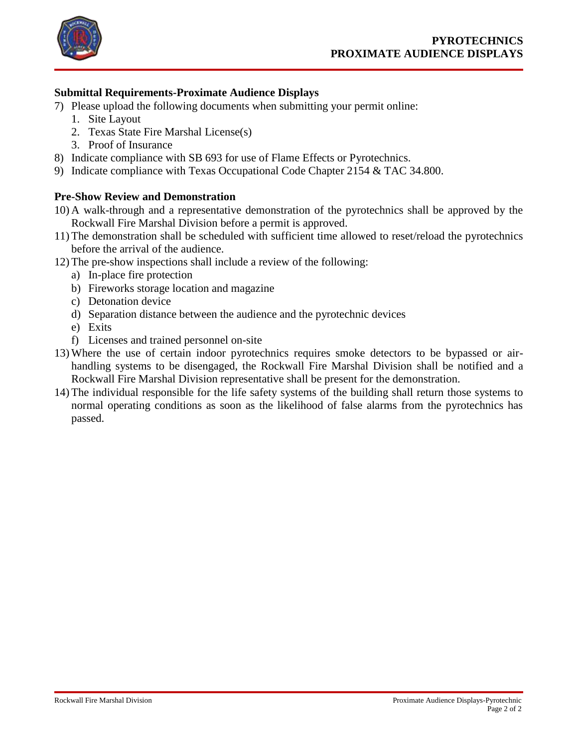## Submittal Requirements-Proximate Audience Displays

7) Please upload the following documents when submitting your permit online:
   1. Site Layout
   2. Texas State Fire Marshal License(s)
   3. Proof of Insurance
8) Indicate compliance with SB 693 for use of Flame Effects or Pyrotechnics.
9) Indicate compliance with Texas Occupational Code Chapter 2154 & TAC 34.800.

## Pre-Show Review and Demonstration

10) A walk-through and a representative demonstration of the pyrotechnics shall be approved by the Rockwall Fire Marshal Division before a permit is approved.
11) The demonstration shall be scheduled with sufficient time allowed to reset/reload the pyrotechnics before the arrival of the audience.
12) The pre-show inspections shall include a review of the following:
    a) In-place fire protection
    b) Fireworks storage location and magazine
    c) Detonation device
    d) Separation distance between the audience and the pyrotechnic devices
    e) Exits
    f) Licenses and trained personnel on-site
13) Where the use of certain indoor pyrotechnics requires smoke detectors to be bypassed or air-handling systems to be disengaged, the Rockwall Fire Marshal Division shall be notified and a Rockwall Fire Marshal Division representative shall be present for the demonstration.
14) The individual responsible for the life safety systems of the building shall return those systems to normal operating conditions as soon as the likelihood of false alarms from the pyrotechnics has passed.